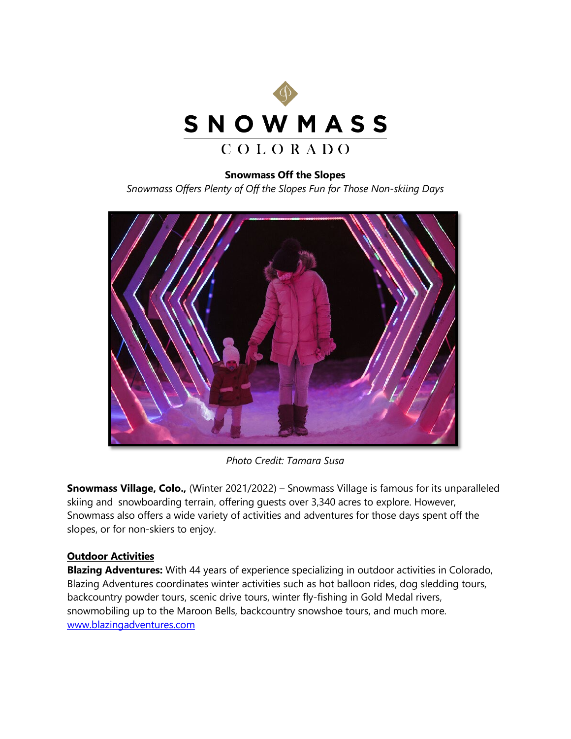# SNOWMASS
## COLORADO

**Snowmass Off the Slopes**

*Snowmass Offers Plenty of Off the Slopes Fun for Those Non-skiing Days*

*Photo Credit: Tamara Susa*

**Snowmass Village, Colo.,** (Winter 2021/2022) – Snowmass Village is famous for its unparalleled skiing and snowboarding terrain, offering guests over 3,340 acres to explore. However, Snowmass also offers a wide variety of activities and adventures for those days spent off the slopes, or for non-skiers to enjoy.

**Outdoor Activities**

**Blazing Adventures:** With 44 years of experience specializing in outdoor activities in Colorado, Blazing Adventures coordinates winter activities such as hot balloon rides, dog sledding tours, backcountry powder tours, scenic drive tours, winter fly-fishing in Gold Medal rivers, snowmobiling up to the Maroon Bells, backcountry snowshoe tours, and much more. [www.blazingadventures.com](http://www.blazingadventures.com)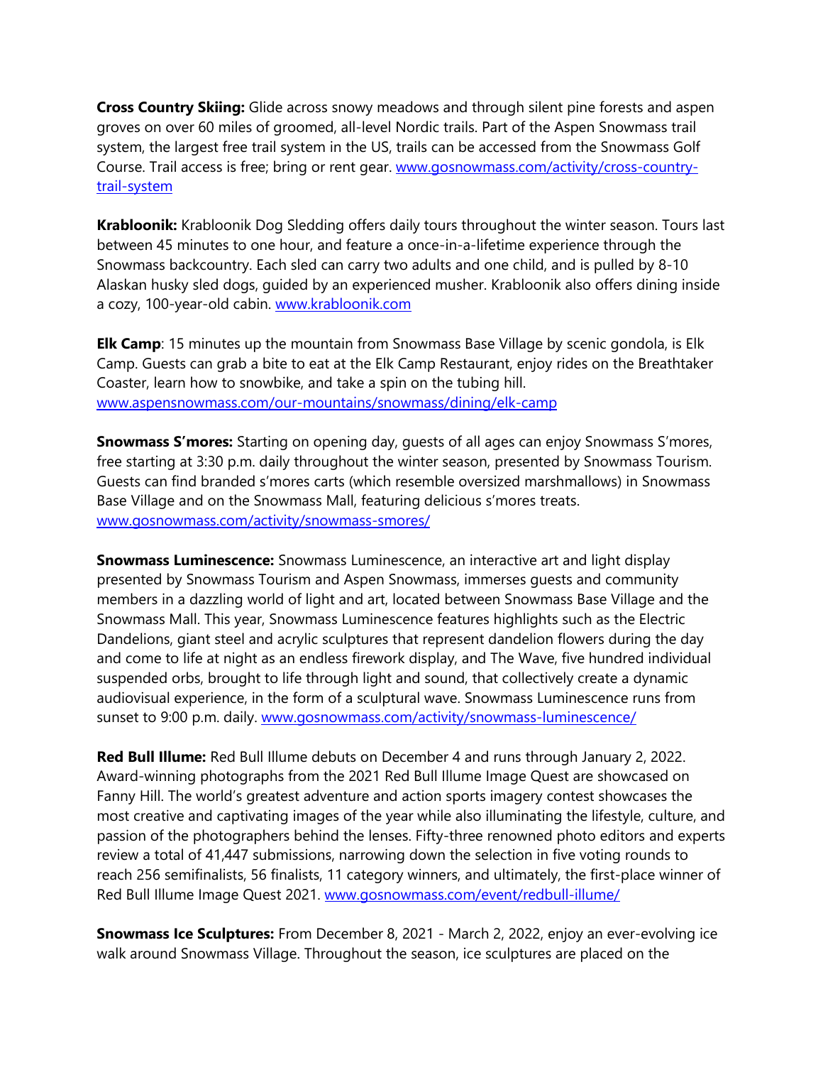**Cross Country Skiing:** Glide across snowy meadows and through silent pine forests and aspen groves on over 60 miles of groomed, all-level Nordic trails. Part of the Aspen Snowmass trail system, the largest free trail system in the US, trails can be accessed from the Snowmass Golf Course. Trail access is free; bring or rent gear. [www.gosnowmass.com/activity/cross-country-trail-system](www.gosnowmass.com/activity/cross-country-trail-system)

**Krabloonik:** Krabloonik Dog Sledding offers daily tours throughout the winter season. Tours last between 45 minutes to one hour, and feature a once-in-a-lifetime experience through the Snowmass backcountry. Each sled can carry two adults and one child, and is pulled by 8-10 Alaskan husky sled dogs, guided by an experienced musher. Krabloonik also offers dining inside a cozy, 100-year-old cabin. [www.krabloonik.com](www.krabloonik.com)

**Elk Camp**: 15 minutes up the mountain from Snowmass Base Village by scenic gondola, is Elk Camp. Guests can grab a bite to eat at the Elk Camp Restaurant, enjoy rides on the Breathtaker Coaster, learn how to snowbike, and take a spin on the tubing hill. [www.aspensnowmass.com/our-mountains/snowmass/dining/elk-camp](www.aspensnowmass.com/our-mountains/snowmass/dining/elk-camp)

**Snowmass S'mores:** Starting on opening day, guests of all ages can enjoy Snowmass S'mores, free starting at 3:30 p.m. daily throughout the winter season, presented by Snowmass Tourism. Guests can find branded s'mores carts (which resemble oversized marshmallows) in Snowmass Base Village and on the Snowmass Mall, featuring delicious s'mores treats. [www.gosnowmass.com/activity/snowmass-smores/](www.gosnowmass.com/activity/snowmass-smores/)

**Snowmass Luminescence:** Snowmass Luminescence, an interactive art and light display presented by Snowmass Tourism and Aspen Snowmass, immerses guests and community members in a dazzling world of light and art, located between Snowmass Base Village and the Snowmass Mall. This year, Snowmass Luminescence features highlights such as the Electric Dandelions, giant steel and acrylic sculptures that represent dandelion flowers during the day and come to life at night as an endless firework display, and The Wave, five hundred individual suspended orbs, brought to life through light and sound, that collectively create a dynamic audiovisual experience, in the form of a sculptural wave. Snowmass Luminescence runs from sunset to 9:00 p.m. daily. [www.gosnowmass.com/activity/snowmass-luminescence/](www.gosnowmass.com/activity/snowmass-luminescence/)

**Red Bull Illume:** Red Bull Illume debuts on December 4 and runs through January 2, 2022. Award-winning photographs from the 2021 Red Bull Illume Image Quest are showcased on Fanny Hill. The world's greatest adventure and action sports imagery contest showcases the most creative and captivating images of the year while also illuminating the lifestyle, culture, and passion of the photographers behind the lenses. Fifty-three renowned photo editors and experts review a total of 41,447 submissions, narrowing down the selection in five voting rounds to reach 256 semifinalists, 56 finalists, 11 category winners, and ultimately, the first-place winner of Red Bull Illume Image Quest 2021. [www.gosnowmass.com/event/redbull-illume/](www.gosnowmass.com/event/redbull-illume/)

**Snowmass Ice Sculptures:** From December 8, 2021 - March 2, 2022, enjoy an ever-evolving ice walk around Snowmass Village. Throughout the season, ice sculptures are placed on the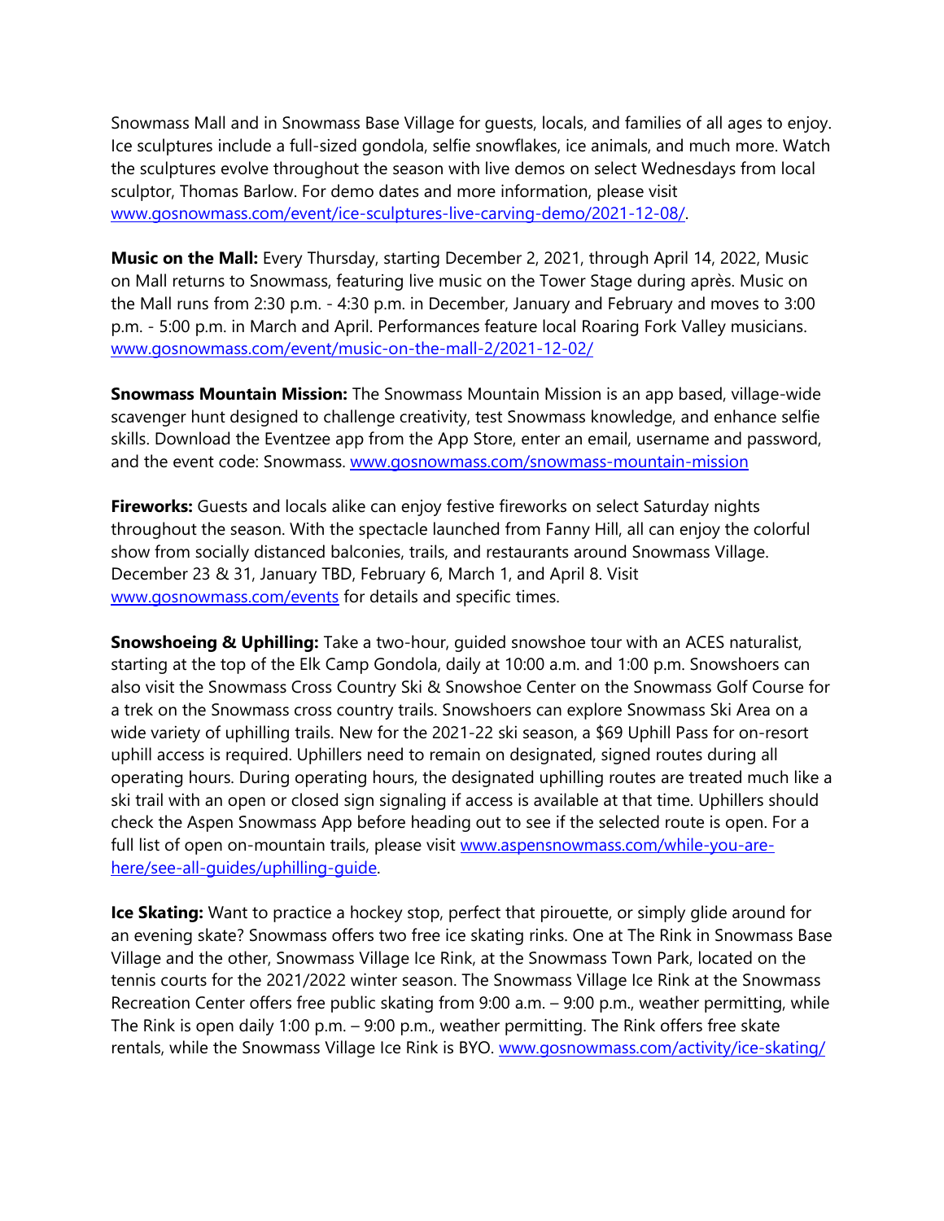Snowmass Mall and in Snowmass Base Village for guests, locals, and families of all ages to enjoy. Ice sculptures include a full-sized gondola, selfie snowflakes, ice animals, and much more. Watch the sculptures evolve throughout the season with live demos on select Wednesdays from local sculptor, Thomas Barlow. For demo dates and more information, please visit [www.gosnowmass.com/event/ice-sculptures-live-carving-demo/2021-12-08/](www.gosnowmass.com/event/ice-sculptures-live-carving-demo/2021-12-08/).

**Music on the Mall:** Every Thursday, starting December 2, 2021, through April 14, 2022, Music on Mall returns to Snowmass, featuring live music on the Tower Stage during après. Music on the Mall runs from 2:30 p.m. - 4:30 p.m. in December, January and February and moves to 3:00 p.m. - 5:00 p.m. in March and April. Performances feature local Roaring Fork Valley musicians. [www.gosnowmass.com/event/music-on-the-mall-2/2021-12-02/](www.gosnowmass.com/event/music-on-the-mall-2/2021-12-02/)

**Snowmass Mountain Mission:** The Snowmass Mountain Mission is an app based, village-wide scavenger hunt designed to challenge creativity, test Snowmass knowledge, and enhance selfie skills. Download the Eventzee app from the App Store, enter an email, username and password, and the event code: Snowmass. [www.gosnowmass.com/snowmass-mountain-mission](www.gosnowmass.com/snowmass-mountain-mission)

**Fireworks:** Guests and locals alike can enjoy festive fireworks on select Saturday nights throughout the season. With the spectacle launched from Fanny Hill, all can enjoy the colorful show from socially distanced balconies, trails, and restaurants around Snowmass Village. December 23 & 31, January TBD, February 6, March 1, and April 8. Visit [www.gosnowmass.com/events](www.gosnowmass.com/events) for details and specific times.

**Snowshoeing & Uphilling:** Take a two-hour, guided snowshoe tour with an ACES naturalist, starting at the top of the Elk Camp Gondola, daily at 10:00 a.m. and 1:00 p.m. Snowshoers can also visit the Snowmass Cross Country Ski & Snowshoe Center on the Snowmass Golf Course for a trek on the Snowmass cross country trails. Snowshoers can explore Snowmass Ski Area on a wide variety of uphilling trails. New for the 2021-22 ski season, a $69 Uphill Pass for on-resort uphill access is required. Uphillers need to remain on designated, signed routes during all operating hours. During operating hours, the designated uphilling routes are treated much like a ski trail with an open or closed sign signaling if access is available at that time. Uphillers should check the Aspen Snowmass App before heading out to see if the selected route is open. For a full list of open on-mountain trails, please visit [www.aspensnowmass.com/while-you-are-here/see-all-guides/uphilling-guide](www.aspensnowmass.com/while-you-are-here/see-all-guides/uphilling-guide).

**Ice Skating:** Want to practice a hockey stop, perfect that pirouette, or simply glide around for an evening skate? Snowmass offers two free ice skating rinks. One at The Rink in Snowmass Base Village and the other, Snowmass Village Ice Rink, at the Snowmass Town Park, located on the tennis courts for the 2021/2022 winter season. The Snowmass Village Ice Rink at the Snowmass Recreation Center offers free public skating from 9:00 a.m. – 9:00 p.m., weather permitting, while The Rink is open daily 1:00 p.m. – 9:00 p.m., weather permitting. The Rink offers free skate rentals, while the Snowmass Village Ice Rink is BYO. [www.gosnowmass.com/activity/ice-skating/](www.gosnowmass.com/activity/ice-skating/)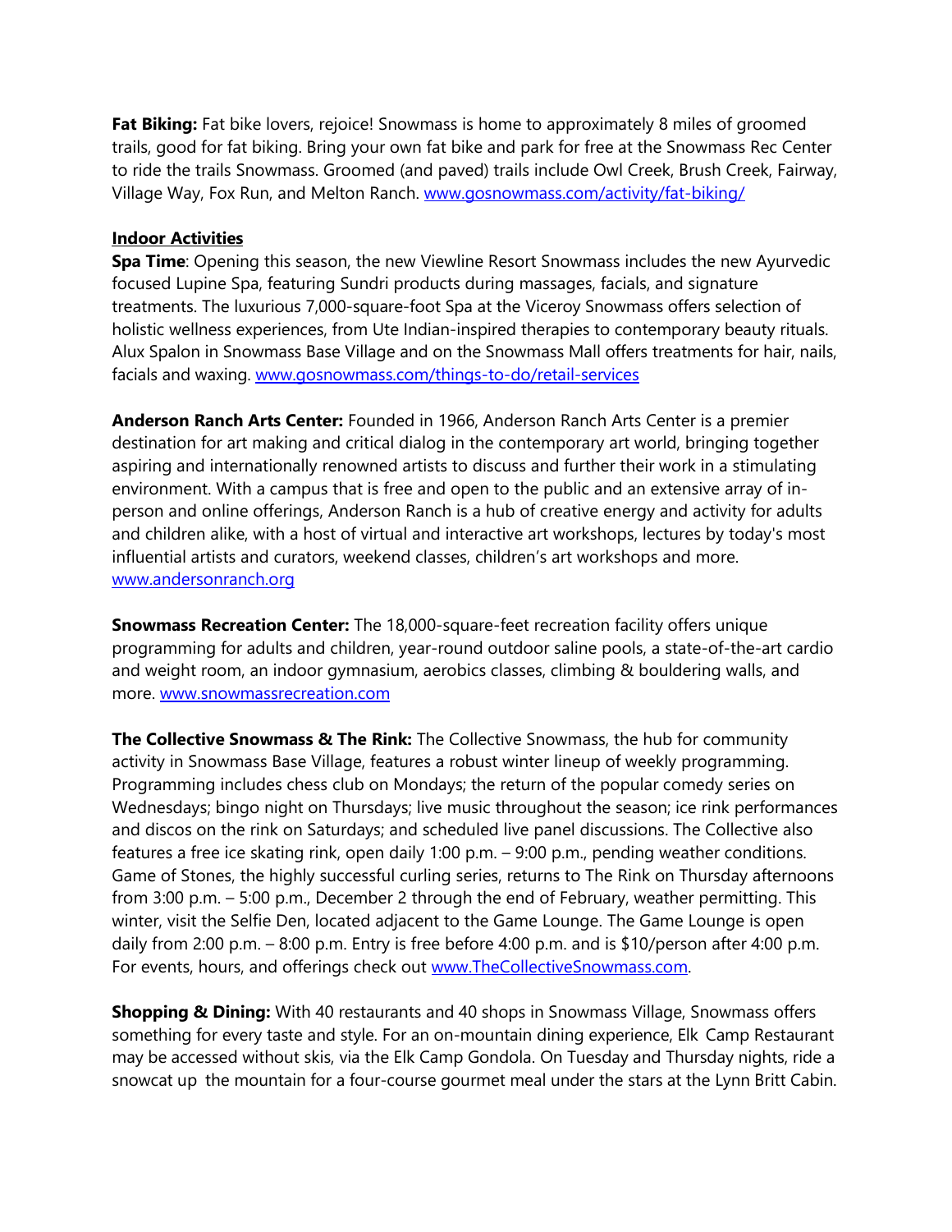**Fat Biking:** Fat bike lovers, rejoice! Snowmass is home to approximately 8 miles of groomed trails, good for fat biking. Bring your own fat bike and park for free at the Snowmass Rec Center to ride the trails Snowmass. Groomed (and paved) trails include Owl Creek, Brush Creek, Fairway, Village Way, Fox Run, and Melton Ranch. [www.gosnowmass.com/activity/fat-biking/](www.gosnowmass.com/activity/fat-biking/)

**Indoor Activities**

**Spa Time**: Opening this season, the new Viewline Resort Snowmass includes the new Ayurvedic focused Lupine Spa, featuring Sundri products during massages, facials, and signature treatments. The luxurious 7,000-square-foot Spa at the Viceroy Snowmass offers selection of holistic wellness experiences, from Ute Indian-inspired therapies to contemporary beauty rituals. Alux Spalon in Snowmass Base Village and on the Snowmass Mall offers treatments for hair, nails, facials and waxing. [www.gosnowmass.com/things-to-do/retail-services](www.gosnowmass.com/things-to-do/retail-services)

**Anderson Ranch Arts Center:** Founded in 1966, Anderson Ranch Arts Center is a premier destination for art making and critical dialog in the contemporary art world, bringing together aspiring and internationally renowned artists to discuss and further their work in a stimulating environment. With a campus that is free and open to the public and an extensive array of in-person and online offerings, Anderson Ranch is a hub of creative energy and activity for adults and children alike, with a host of virtual and interactive art workshops, lectures by today's most influential artists and curators, weekend classes, children's art workshops and more. [www.andersonranch.org](www.andersonranch.org)

**Snowmass Recreation Center:** The 18,000-square-feet recreation facility offers unique programming for adults and children, year-round outdoor saline pools, a state-of-the-art cardio and weight room, an indoor gymnasium, aerobics classes, climbing & bouldering walls, and more. [www.snowmassrecreation.com](www.snowmassrecreation.com)

**The Collective Snowmass & The Rink:** The Collective Snowmass, the hub for community activity in Snowmass Base Village, features a robust winter lineup of weekly programming. Programming includes chess club on Mondays; the return of the popular comedy series on Wednesdays; bingo night on Thursdays; live music throughout the season; ice rink performances and discos on the rink on Saturdays; and scheduled live panel discussions. The Collective also features a free ice skating rink, open daily 1:00 p.m. – 9:00 p.m., pending weather conditions. Game of Stones, the highly successful curling series, returns to The Rink on Thursday afternoons from 3:00 p.m. – 5:00 p.m., December 2 through the end of February, weather permitting. This winter, visit the Selfie Den, located adjacent to the Game Lounge. The Game Lounge is open daily from 2:00 p.m. – 8:00 p.m. Entry is free before 4:00 p.m. and is $10/person after 4:00 p.m. For events, hours, and offerings check out [www.TheCollectiveSnowmass.com](www.TheCollectiveSnowmass.com).

**Shopping & Dining:** With 40 restaurants and 40 shops in Snowmass Village, Snowmass offers something for every taste and style. For an on-mountain dining experience, Elk Camp Restaurant may be accessed without skis, via the Elk Camp Gondola. On Tuesday and Thursday nights, ride a snowcat up the mountain for a four-course gourmet meal under the stars at the Lynn Britt Cabin.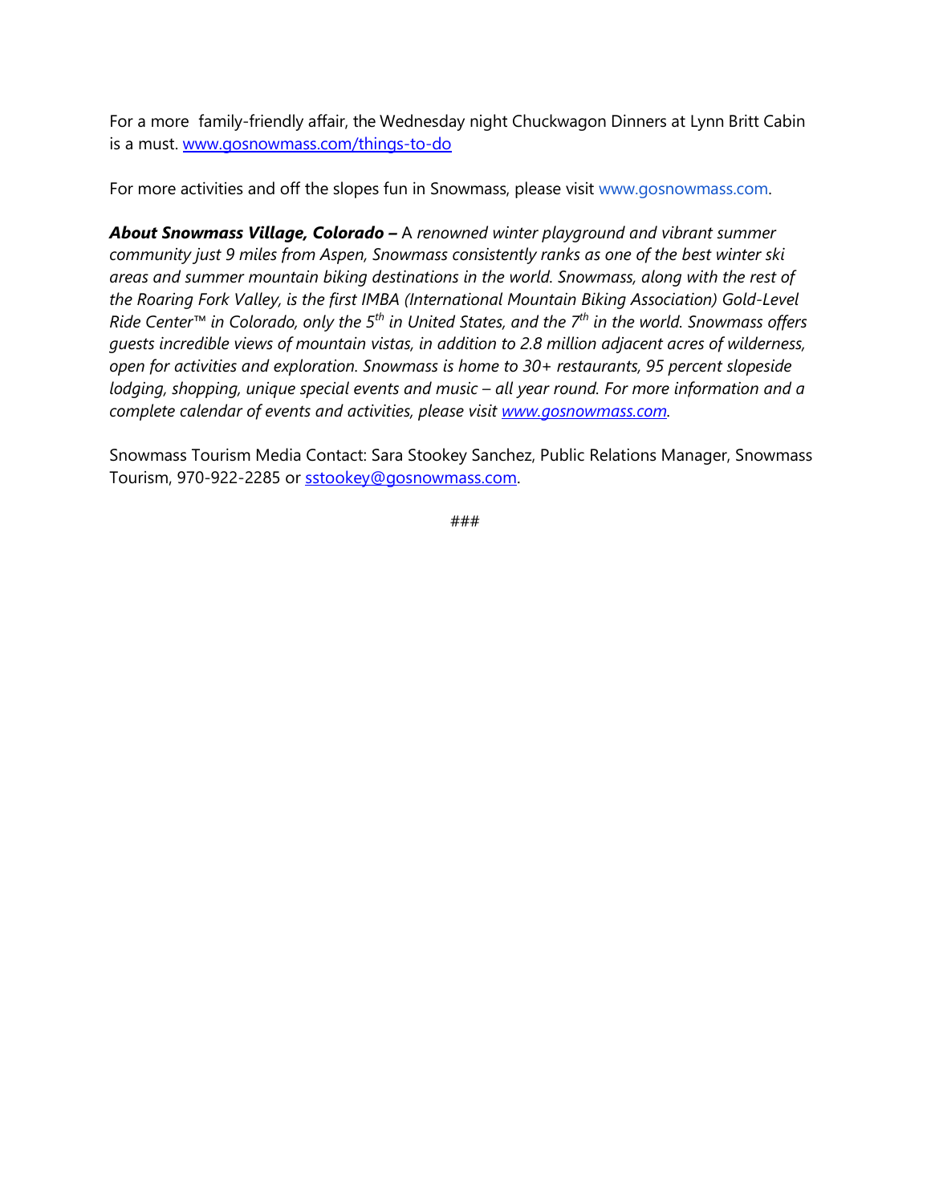For a more family-friendly affair, the Wednesday night Chuckwagon Dinners at Lynn Britt Cabin is a must. www.gosnowmass.com/things-to-do

For more activities and off the slopes fun in Snowmass, please visit www.gosnowmass.com.

***About Snowmass Village, Colorado –*** *A renowned winter playground and vibrant summer community just 9 miles from Aspen, Snowmass consistently ranks as one of the best winter ski areas and summer mountain biking destinations in the world. Snowmass, along with the rest of the Roaring Fork Valley, is the first IMBA (International Mountain Biking Association) Gold-Level Ride Center™ in Colorado, only the 5th in United States, and the 7th in the world. Snowmass offers guests incredible views of mountain vistas, in addition to 2.8 million adjacent acres of wilderness, open for activities and exploration. Snowmass is home to 30+ restaurants, 95 percent slopeside lodging, shopping, unique special events and music – all year round. For more information and a complete calendar of events and activities, please visit www.gosnowmass.com.*

Snowmass Tourism Media Contact: Sara Stookey Sanchez, Public Relations Manager, Snowmass Tourism, 970-922-2285 or sstookey@gosnowmass.com.

###